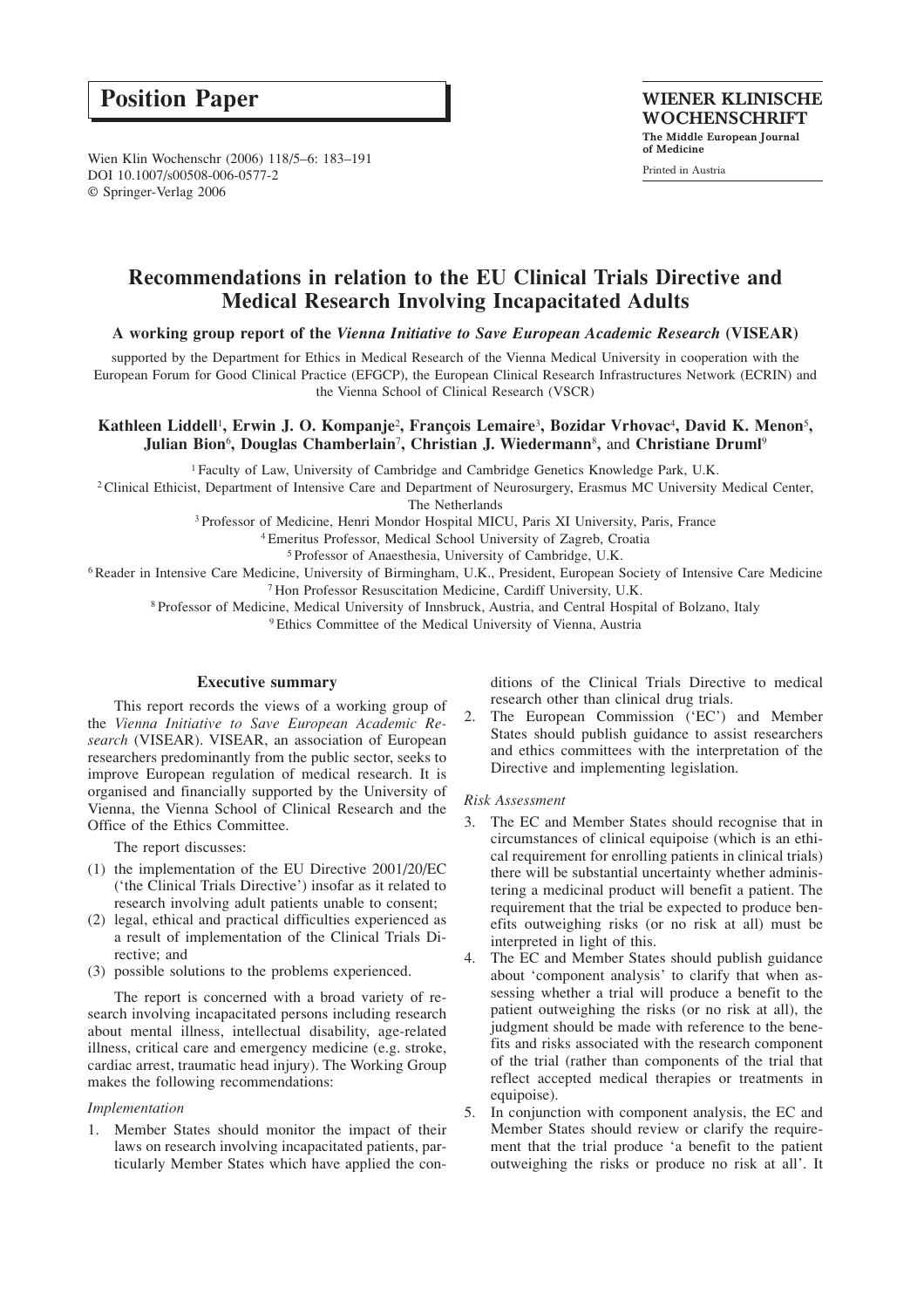**Position Paper**

# Recommendations in relation to the EU Clinical Trials Directive and Medical Research Involving Incapacitated Adults

**A working group report of the *Vienna Initiative to Save European Academic Research* (VISEAR)**

supported by the Department for Ethics in Medical Research of the Vienna Medical University in cooperation with the European Forum for Good Clinical Practice (EFGCP), the European Clinical Research Infrastructures Network (ECRIN) and the Vienna School of Clinical Research (VSCR)

**Kathleen Liddell[1], Erwin J. O. Kompanje[2], François Lemaire[3], Bozidar Vrhovac[4], David K. Menon[5], Julian Bion[6], Douglas Chamberlain[7], Christian J. Wiedermann[8], and Christiane Druml[9]**

[1] Faculty of Law, University of Cambridge and Cambridge Genetics Knowledge Park, U.K.
[2] Clinical Ethicist, Department of Intensive Care and Department of Neurosurgery, Erasmus MC University Medical Center, The Netherlands
[3] Professor of Medicine, Henri Mondor Hospital MICU, Paris XI University, Paris, France
[4] Emeritus Professor, Medical School University of Zagreb, Croatia
[5] Professor of Anaesthesia, University of Cambridge, U.K.
[6] Reader in Intensive Care Medicine, University of Birmingham, U.K., President, European Society of Intensive Care Medicine
[7] Hon Professor Resuscitation Medicine, Cardiff University, U.K.
[8] Professor of Medicine, Medical University of Innsbruck, Austria, and Central Hospital of Bolzano, Italy
[9] Ethics Committee of the Medical University of Vienna, Austria

## Executive summary

This report records the views of a working group of the *Vienna Initiative to Save European Academic Research* (VISEAR). VISEAR, an association of European researchers predominantly from the public sector, seeks to improve European regulation of medical research. It is organised and financially supported by the University of Vienna, the Vienna School of Clinical Research and the Office of the Ethics Committee.

The report discusses:

(1) the implementation of the EU Directive 2001/20/EC ('the Clinical Trials Directive') insofar as it related to research involving adult patients unable to consent;
(2) legal, ethical and practical difficulties experienced as a result of implementation of the Clinical Trials Directive; and
(3) possible solutions to the problems experienced.

The report is concerned with a broad variety of research involving incapacitated persons including research about mental illness, intellectual disability, age-related illness, critical care and emergency medicine (e.g. stroke, cardiac arrest, traumatic head injury). The Working Group makes the following recommendations:

*Implementation*

1. Member States should monitor the impact of their laws on research involving incapacitated patients, particularly Member States which have applied the conditions of the Clinical Trials Directive to medical research other than clinical drug trials.
2. The European Commission ('EC') and Member States should publish guidance to assist researchers and ethics committees with the interpretation of the Directive and implementing legislation.

*Risk Assessment*

3. The EC and Member States should recognise that in circumstances of clinical equipoise (which is an ethical requirement for enrolling patients in clinical trials) there will be substantial uncertainty whether administering a medicinal product will benefit a patient. The requirement that the trial be expected to produce benefits outweighing risks (or no risk at all) must be interpreted in light of this.
4. The EC and Member States should publish guidance about 'component analysis' to clarify that when assessing whether a trial will produce a benefit to the patient outweighing the risks (or no risk at all), the judgment should be made with reference to the benefits and risks associated with the research component of the trial (rather than components of the trial that reflect accepted medical therapies or treatments in equipoise).
5. In conjunction with component analysis, the EC and Member States should review or clarify the requirement that the trial produce 'a benefit to the patient outweighing the risks or produce no risk at all'. It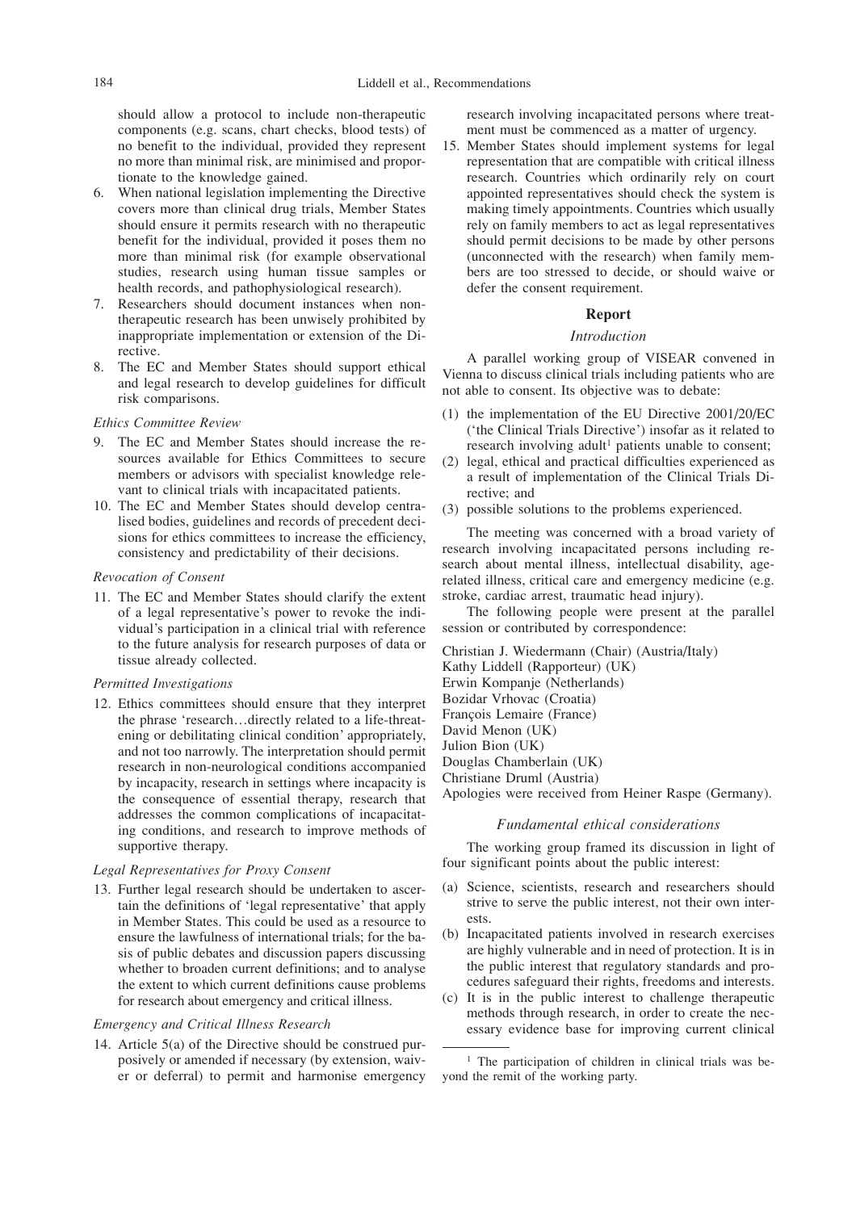should allow a protocol to include non-therapeutic components (e.g. scans, chart checks, blood tests) of no benefit to the individual, provided they represent no more than minimal risk, are minimised and proportionate to the knowledge gained.

6. When national legislation implementing the Directive covers more than clinical drug trials, Member States should ensure it permits research with no therapeutic benefit for the individual, provided it poses them no more than minimal risk (for example observational studies, research using human tissue samples or health records, and pathophysiological research).
7. Researchers should document instances when non-therapeutic research has been unwisely prohibited by inappropriate implementation or extension of the Directive.
8. The EC and Member States should support ethical and legal research to develop guidelines for difficult risk comparisons.

*Ethics Committee Review*

9. The EC and Member States should increase the resources available for Ethics Committees to secure members or advisors with specialist knowledge relevant to clinical trials with incapacitated patients.
10. The EC and Member States should develop centralised bodies, guidelines and records of precedent decisions for ethics committees to increase the efficiency, consistency and predictability of their decisions.

*Revocation of Consent*

11. The EC and Member States should clarify the extent of a legal representative's power to revoke the individual's participation in a clinical trial with reference to the future analysis for research purposes of data or tissue already collected.

*Permitted Investigations*

12. Ethics committees should ensure that they interpret the phrase 'research…directly related to a life-threatening or debilitating clinical condition' appropriately, and not too narrowly. The interpretation should permit research in non-neurological conditions accompanied by incapacity, research in settings where incapacity is the consequence of essential therapy, research that addresses the common complications of incapacitating conditions, and research to improve methods of supportive therapy.

*Legal Representatives for Proxy Consent*

13. Further legal research should be undertaken to ascertain the definitions of 'legal representative' that apply in Member States. This could be used as a resource to ensure the lawfulness of international trials; for the basis of public debates and discussion papers discussing whether to broaden current definitions; and to analyse the extent to which current definitions cause problems for research about emergency and critical illness.

*Emergency and Critical Illness Research*

14. Article 5(a) of the Directive should be construed purposively or amended if necessary (by extension, waiver or deferral) to permit and harmonise emergency research involving incapacitated persons where treatment must be commenced as a matter of urgency.
15. Member States should implement systems for legal representation that are compatible with critical illness research. Countries which ordinarily rely on court appointed representatives should check the system is making timely appointments. Countries which usually rely on family members to act as legal representatives should permit decisions to be made by other persons (unconnected with the research) when family members are too stressed to decide, or should waive or defer the consent requirement.

## Report

### *Introduction*

A parallel working group of VISEAR convened in Vienna to discuss clinical trials including patients who are not able to consent. Its objective was to debate:

(1) the implementation of the EU Directive 2001/20/EC ('the Clinical Trials Directive') insofar as it related to research involving adult[1] patients unable to consent;
(2) legal, ethical and practical difficulties experienced as a result of implementation of the Clinical Trials Directive; and
(3) possible solutions to the problems experienced.

The meeting was concerned with a broad variety of research involving incapacitated persons including research about mental illness, intellectual disability, age-related illness, critical care and emergency medicine (e.g. stroke, cardiac arrest, traumatic head injury).

The following people were present at the parallel session or contributed by correspondence:

Christian J. Wiedermann (Chair) (Austria/Italy)
Kathy Liddell (Rapporteur) (UK)
Erwin Kompanje (Netherlands)
Bozidar Vrhovac (Croatia)
François Lemaire (France)
David Menon (UK)
Julion Bion (UK)
Douglas Chamberlain (UK)
Christiane Druml (Austria)
Apologies were received from Heiner Raspe (Germany).

### *Fundamental ethical considerations*

The working group framed its discussion in light of four significant points about the public interest:

(a) Science, scientists, research and researchers should strive to serve the public interest, not their own interests.
(b) Incapacitated patients involved in research exercises are highly vulnerable and in need of protection. It is in the public interest that regulatory standards and procedures safeguard their rights, freedoms and interests.
(c) It is in the public interest to challenge therapeutic methods through research, in order to create the necessary evidence base for improving current clinical

[1] The participation of children in clinical trials was beyond the remit of the working party.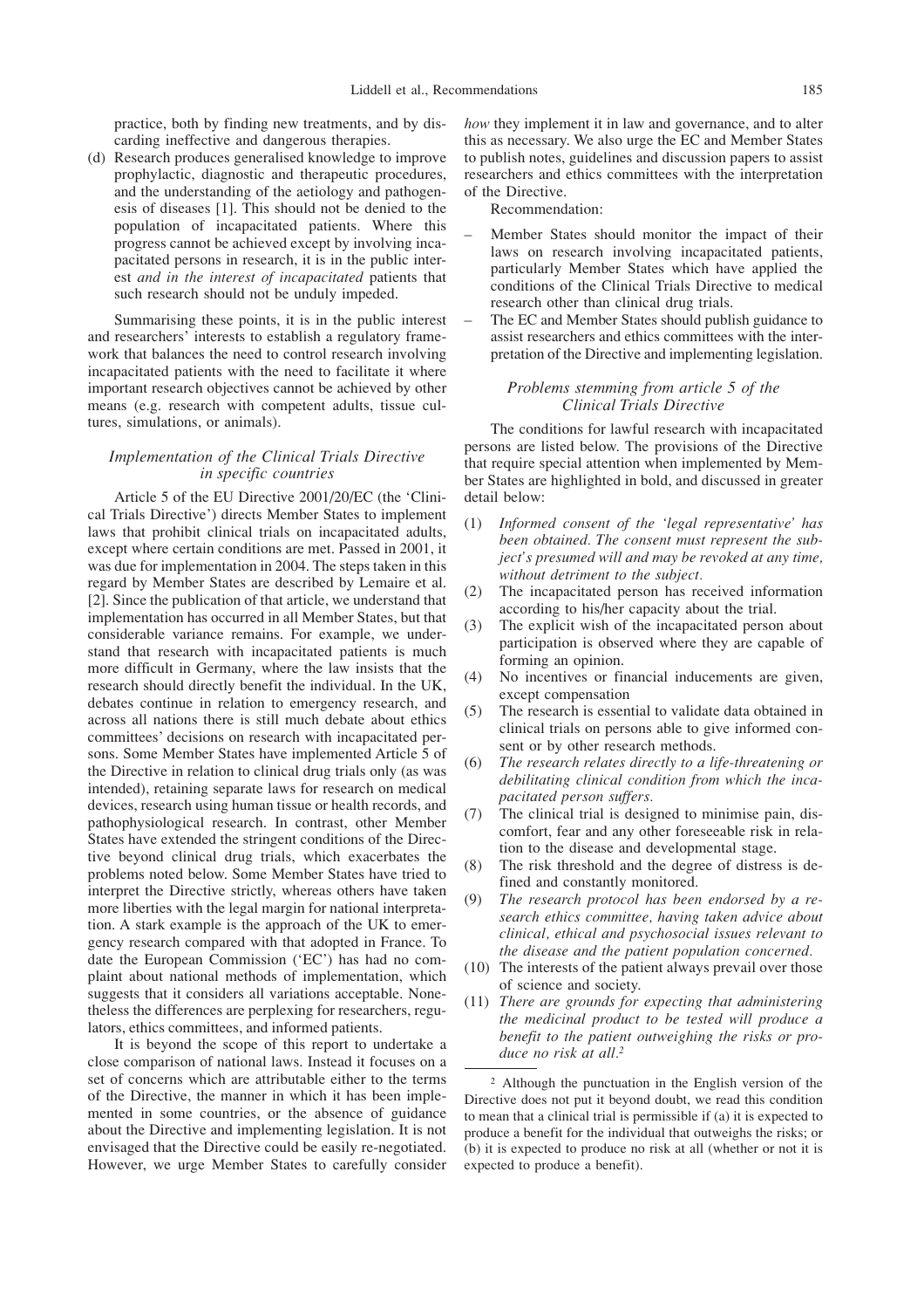practice, both by finding new treatments, and by discarding ineffective and dangerous therapies.

(d) Research produces generalised knowledge to improve prophylactic, diagnostic and therapeutic procedures, and the understanding of the aetiology and pathogenesis of diseases [1]. This should not be denied to the population of incapacitated patients. Where this progress cannot be achieved except by involving incapacitated persons in research, it is in the public interest *and in the interest of incapacitated* patients that such research should not be unduly impeded.

Summarising these points, it is in the public interest and researchers' interests to establish a regulatory framework that balances the need to control research involving incapacitated patients with the need to facilitate it where important research objectives cannot be achieved by other means (e.g. research with competent adults, tissue cultures, simulations, or animals).

### *Implementation of the Clinical Trials Directive in specific countries*

Article 5 of the EU Directive 2001/20/EC (the 'Clinical Trials Directive') directs Member States to implement laws that prohibit clinical trials on incapacitated adults, except where certain conditions are met. Passed in 2001, it was due for implementation in 2004. The steps taken in this regard by Member States are described by Lemaire et al. [2]. Since the publication of that article, we understand that implementation has occurred in all Member States, but that considerable variance remains. For example, we understand that research with incapacitated patients is much more difficult in Germany, where the law insists that the research should directly benefit the individual. In the UK, debates continue in relation to emergency research, and across all nations there is still much debate about ethics committees' decisions on research with incapacitated persons. Some Member States have implemented Article 5 of the Directive in relation to clinical drug trials only (as was intended), retaining separate laws for research on medical devices, research using human tissue or health records, and pathophysiological research. In contrast, other Member States have extended the stringent conditions of the Directive beyond clinical drug trials, which exacerbates the problems noted below. Some Member States have tried to interpret the Directive strictly, whereas others have taken more liberties with the legal margin for national interpretation. A stark example is the approach of the UK to emergency research compared with that adopted in France. To date the European Commission ('EC') has had no complaint about national methods of implementation, which suggests that it considers all variations acceptable. Nonetheless the differences are perplexing for researchers, regulators, ethics committees, and informed patients.

It is beyond the scope of this report to undertake a close comparison of national laws. Instead it focuses on a set of concerns which are attributable either to the terms of the Directive, the manner in which it has been implemented in some countries, or the absence of guidance about the Directive and implementing legislation. It is not envisaged that the Directive could be easily re-negotiated. However, we urge Member States to carefully consider *how* they implement it in law and governance, and to alter this as necessary. We also urge the EC and Member States to publish notes, guidelines and discussion papers to assist researchers and ethics committees with the interpretation of the Directive.

Recommendation:

- Member States should monitor the impact of their laws on research involving incapacitated patients, particularly Member States which have applied the conditions of the Clinical Trials Directive to medical research other than clinical drug trials.
- The EC and Member States should publish guidance to assist researchers and ethics committees with the interpretation of the Directive and implementing legislation.

### *Problems stemming from article 5 of the Clinical Trials Directive*

The conditions for lawful research with incapacitated persons are listed below. The provisions of the Directive that require special attention when implemented by Member States are highlighted in bold, and discussed in greater detail below:

(1) *Informed consent of the 'legal representative' has been obtained. The consent must represent the subject's presumed will and may be revoked at any time, without detriment to the subject.*
(2) The incapacitated person has received information according to his/her capacity about the trial.
(3) The explicit wish of the incapacitated person about participation is observed where they are capable of forming an opinion.
(4) No incentives or financial inducements are given, except compensation
(5) The research is essential to validate data obtained in clinical trials on persons able to give informed consent or by other research methods.
(6) *The research relates directly to a life-threatening or debilitating clinical condition from which the incapacitated person suffers.*
(7) The clinical trial is designed to minimise pain, discomfort, fear and any other foreseeable risk in relation to the disease and developmental stage.
(8) The risk threshold and the degree of distress is defined and constantly monitored.
(9) *The research protocol has been endorsed by a research ethics committee, having taken advice about clinical, ethical and psychosocial issues relevant to the disease and the patient population concerned.*
(10) The interests of the patient always prevail over those of science and society.
(11) *There are grounds for expecting that administering the medicinal product to be tested will produce a benefit to the patient outweighing the risks or produce no risk at all.*[2]

[2] Although the punctuation in the English version of the Directive does not put it beyond doubt, we read this condition to mean that a clinical trial is permissible if (a) it is expected to produce a benefit for the individual that outweighs the risks; or (b) it is expected to produce no risk at all (whether or not it is expected to produce a benefit).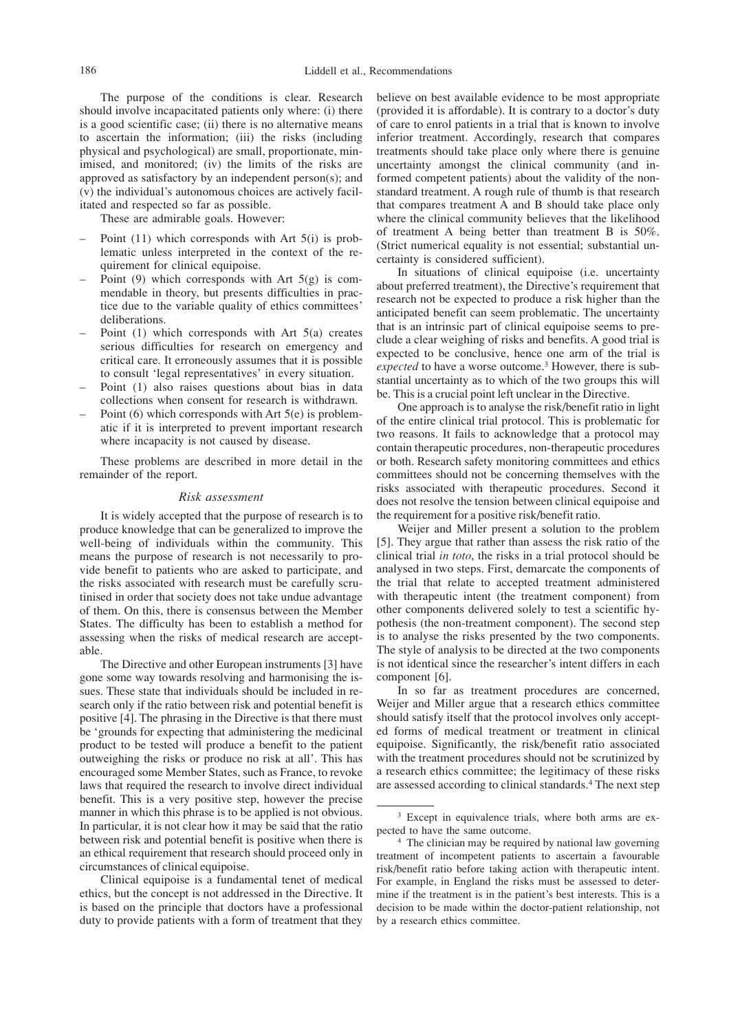The purpose of the conditions is clear. Research should involve incapacitated patients only where: (i) there is a good scientific case; (ii) there is no alternative means to ascertain the information; (iii) the risks (including physical and psychological) are small, proportionate, minimised, and monitored; (iv) the limits of the risks are approved as satisfactory by an independent person(s); and (v) the individual's autonomous choices are actively facilitated and respected so far as possible.

These are admirable goals. However:

- Point (11) which corresponds with Art 5(i) is problematic unless interpreted in the context of the requirement for clinical equipoise.
- Point (9) which corresponds with Art 5(g) is commendable in theory, but presents difficulties in practice due to the variable quality of ethics committees' deliberations.
- Point (1) which corresponds with Art 5(a) creates serious difficulties for research on emergency and critical care. It erroneously assumes that it is possible to consult 'legal representatives' in every situation.
- Point (1) also raises questions about bias in data collections when consent for research is withdrawn.
- Point (6) which corresponds with Art 5(e) is problematic if it is interpreted to prevent important research where incapacity is not caused by disease.

These problems are described in more detail in the remainder of the report.

### *Risk assessment*

It is widely accepted that the purpose of research is to produce knowledge that can be generalized to improve the well-being of individuals within the community. This means the purpose of research is not necessarily to provide benefit to patients who are asked to participate, and the risks associated with research must be carefully scrutinised in order that society does not take undue advantage of them. On this, there is consensus between the Member States. The difficulty has been to establish a method for assessing when the risks of medical research are acceptable.

The Directive and other European instruments [3] have gone some way towards resolving and harmonising the issues. These state that individuals should be included in research only if the ratio between risk and potential benefit is positive [4]. The phrasing in the Directive is that there must be 'grounds for expecting that administering the medicinal product to be tested will produce a benefit to the patient outweighing the risks or produce no risk at all'. This has encouraged some Member States, such as France, to revoke laws that required the research to involve direct individual benefit. This is a very positive step, however the precise manner in which this phrase is to be applied is not obvious. In particular, it is not clear how it may be said that the ratio between risk and potential benefit is positive when there is an ethical requirement that research should proceed only in circumstances of clinical equipoise.

Clinical equipoise is a fundamental tenet of medical ethics, but the concept is not addressed in the Directive. It is based on the principle that doctors have a professional duty to provide patients with a form of treatment that they believe on best available evidence to be most appropriate (provided it is affordable). It is contrary to a doctor's duty of care to enrol patients in a trial that is known to involve inferior treatment. Accordingly, research that compares treatments should take place only where there is genuine uncertainty amongst the clinical community (and informed competent patients) about the validity of the non-standard treatment. A rough rule of thumb is that research that compares treatment A and B should take place only where the clinical community believes that the likelihood of treatment A being better than treatment B is 50%. (Strict numerical equality is not essential; substantial uncertainty is considered sufficient).

In situations of clinical equipoise (i.e. uncertainty about preferred treatment), the Directive's requirement that research not be expected to produce a risk higher than the anticipated benefit can seem problematic. The uncertainty that is an intrinsic part of clinical equipoise seems to preclude a clear weighing of risks and benefits. A good trial is expected to be conclusive, hence one arm of the trial is *expected* to have a worse outcome.[3] However, there is substantial uncertainty as to which of the two groups this will be. This is a crucial point left unclear in the Directive.

One approach is to analyse the risk/benefit ratio in light of the entire clinical trial protocol. This is problematic for two reasons. It fails to acknowledge that a protocol may contain therapeutic procedures, non-therapeutic procedures or both. Research safety monitoring committees and ethics committees should not be concerning themselves with the risks associated with therapeutic procedures. Second it does not resolve the tension between clinical equipoise and the requirement for a positive risk/benefit ratio.

Weijer and Miller present a solution to the problem [5]. They argue that rather than assess the risk ratio of the clinical trial *in toto*, the risks in a trial protocol should be analysed in two steps. First, demarcate the components of the trial that relate to accepted treatment administered with therapeutic intent (the treatment component) from other components delivered solely to test a scientific hypothesis (the non-treatment component). The second step is to analyse the risks presented by the two components. The style of analysis to be directed at the two components is not identical since the researcher's intent differs in each component [6].

In so far as treatment procedures are concerned, Weijer and Miller argue that a research ethics committee should satisfy itself that the protocol involves only accepted forms of medical treatment or treatment in clinical equipoise. Significantly, the risk/benefit ratio associated with the treatment procedures should not be scrutinized by a research ethics committee; the legitimacy of these risks are assessed according to clinical standards.[4] The next step

[3] Except in equivalence trials, where both arms are expected to have the same outcome.

[4] The clinician may be required by national law governing treatment of incompetent patients to ascertain a favourable risk/benefit ratio before taking action with therapeutic intent. For example, in England the risks must be assessed to determine if the treatment is in the patient's best interests. This is a decision to be made within the doctor-patient relationship, not by a research ethics committee.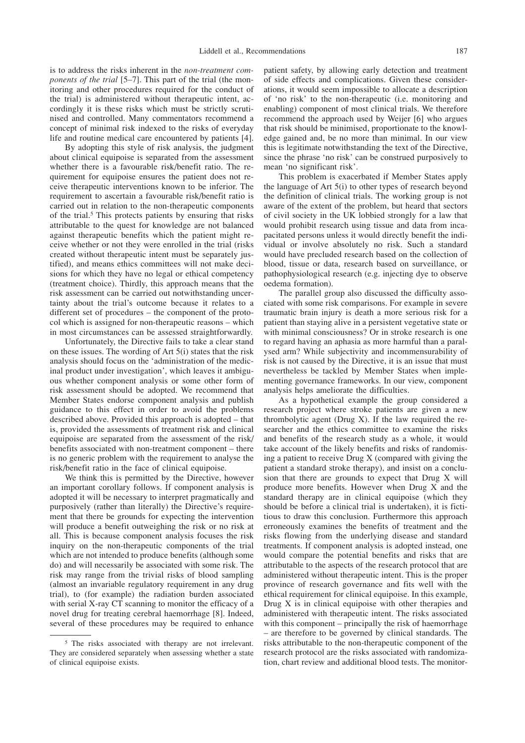is to address the risks inherent in the *non-treatment components of the trial* [5–7]. This part of the trial (the monitoring and other procedures required for the conduct of the trial) is administered without therapeutic intent, accordingly it is these risks which must be strictly scrutinised and controlled. Many commentators recommend a concept of minimal risk indexed to the risks of everyday life and routine medical care encountered by patients [4].

By adopting this style of risk analysis, the judgment about clinical equipoise is separated from the assessment whether there is a favourable risk/benefit ratio. The requirement for equipoise ensures the patient does not receive therapeutic interventions known to be inferior. The requirement to ascertain a favourable risk/benefit ratio is carried out in relation to the non-therapeutic components of the trial.[5] This protects patients by ensuring that risks attributable to the quest for knowledge are not balanced against therapeutic benefits which the patient might receive whether or not they were enrolled in the trial (risks created without therapeutic intent must be separately justified), and means ethics committees will not make decisions for which they have no legal or ethical competency (treatment choice). Thirdly, this approach means that the risk assessment can be carried out notwithstanding uncertainty about the trial's outcome because it relates to a different set of procedures – the component of the protocol which is assigned for non-therapeutic reasons – which in most circumstances can be assessed straightforwardly.

Unfortunately, the Directive fails to take a clear stand on these issues. The wording of Art 5(i) states that the risk analysis should focus on the 'administration of the medicinal product under investigation', which leaves it ambiguous whether component analysis or some other form of risk assessment should be adopted. We recommend that Member States endorse component analysis and publish guidance to this effect in order to avoid the problems described above. Provided this approach is adopted – that is, provided the assessments of treatment risk and clinical equipoise are separated from the assessment of the risk/benefits associated with non-treatment component – there is no generic problem with the requirement to analyse the risk/benefit ratio in the face of clinical equipoise.

We think this is permitted by the Directive, however an important corollary follows. If component analysis is adopted it will be necessary to interpret pragmatically and purposively (rather than literally) the Directive's requirement that there be grounds for expecting the intervention will produce a benefit outweighing the risk or no risk at all. This is because component analysis focuses the risk inquiry on the non-therapeutic components of the trial which are not intended to produce benefits (although some do) and will necessarily be associated with some risk. The risk may range from the trivial risks of blood sampling (almost an invariable regulatory requirement in any drug trial), to (for example) the radiation burden associated with serial X-ray CT scanning to monitor the efficacy of a novel drug for treating cerebral haemorrhage [8]. Indeed, several of these procedures may be required to enhance patient safety, by allowing early detection and treatment of side effects and complications. Given these considerations, it would seem impossible to allocate a description of 'no risk' to the non-therapeutic (i.e. monitoring and enabling) component of most clinical trials. We therefore recommend the approach used by Weijer [6] who argues that risk should be minimised, proportionate to the knowledge gained and, be no more than minimal. In our view this is legitimate notwithstanding the text of the Directive, since the phrase 'no risk' can be construed purposively to mean 'no significant risk'.

This problem is exacerbated if Member States apply the language of Art 5(i) to other types of research beyond the definition of clinical trials. The working group is not aware of the extent of the problem, but heard that sectors of civil society in the UK lobbied strongly for a law that would prohibit research using tissue and data from incapacitated persons unless it would directly benefit the individual or involve absolutely no risk. Such a standard would have precluded research based on the collection of blood, tissue or data, research based on surveillance, or pathophysiological research (e.g. injecting dye to observe oedema formation).

The parallel group also discussed the difficulty associated with some risk comparisons. For example in severe traumatic brain injury is death a more serious risk for a patient than staying alive in a persistent vegetative state or with minimal consciousness? Or in stroke research is one to regard having an aphasia as more harmful than a paralysed arm? While subjectivity and incommensurability of risk is not caused by the Directive, it is an issue that must nevertheless be tackled by Member States when implementing governance frameworks. In our view, component analysis helps ameliorate the difficulties.

As a hypothetical example the group considered a research project where stroke patients are given a new thrombolytic agent (Drug X). If the law required the researcher and the ethics committee to examine the risks and benefits of the research study as a whole, it would take account of the likely benefits and risks of randomising a patient to receive Drug X (compared with giving the patient a standard stroke therapy), and insist on a conclusion that there are grounds to expect that Drug X will produce more benefits. However when Drug X and the standard therapy are in clinical equipoise (which they should be before a clinical trial is undertaken), it is fictitious to draw this conclusion. Furthermore this approach erroneously examines the benefits of treatment and the risks flowing from the underlying disease and standard treatments. If component analysis is adopted instead, one would compare the potential benefits and risks that are attributable to the aspects of the research protocol that are administered without therapeutic intent. This is the proper province of research governance and fits well with the ethical requirement for clinical equipoise. In this example, Drug X is in clinical equipoise with other therapies and administered with therapeutic intent. The risks associated with this component – principally the risk of haemorrhage – are therefore to be governed by clinical standards. The risks attributable to the non-therapeutic component of the research protocol are the risks associated with randomization, chart review and additional blood tests. The monitor-

[5] The risks associated with therapy are not irrelevant. They are considered separately when assessing whether a state of clinical equipoise exists.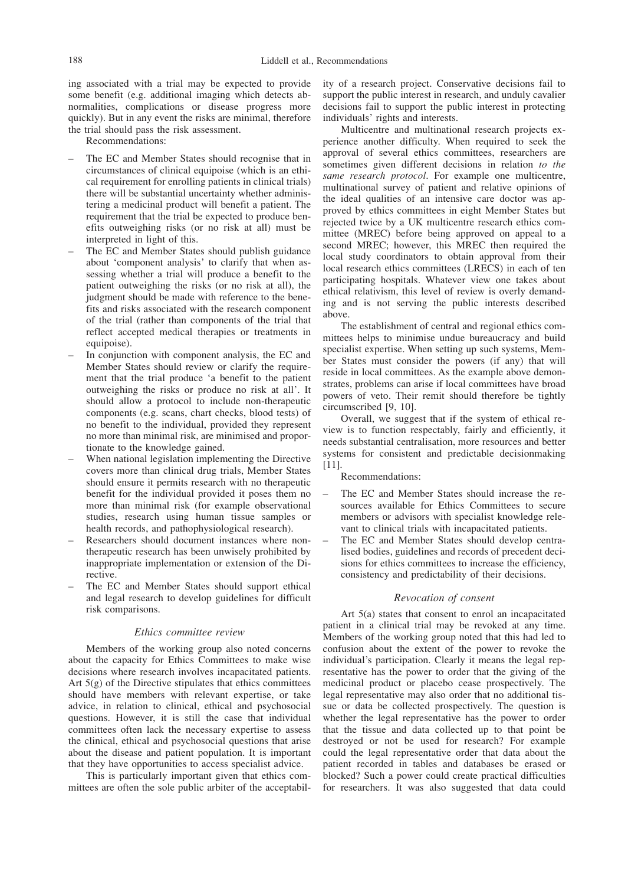ing associated with a trial may be expected to provide some benefit (e.g. additional imaging which detects abnormalities, complications or disease progress more quickly). But in any event the risks are minimal, therefore the trial should pass the risk assessment.

Recommendations:

- The EC and Member States should recognise that in circumstances of clinical equipoise (which is an ethical requirement for enrolling patients in clinical trials) there will be substantial uncertainty whether administering a medicinal product will benefit a patient. The requirement that the trial be expected to produce benefits outweighing risks (or no risk at all) must be interpreted in light of this.
- The EC and Member States should publish guidance about 'component analysis' to clarify that when assessing whether a trial will produce a benefit to the patient outweighing the risks (or no risk at all), the judgment should be made with reference to the benefits and risks associated with the research component of the trial (rather than components of the trial that reflect accepted medical therapies or treatments in equipoise).
- In conjunction with component analysis, the EC and Member States should review or clarify the requirement that the trial produce 'a benefit to the patient outweighing the risks or produce no risk at all'. It should allow a protocol to include non-therapeutic components (e.g. scans, chart checks, blood tests) of no benefit to the individual, provided they represent no more than minimal risk, are minimised and proportionate to the knowledge gained.
- When national legislation implementing the Directive covers more than clinical drug trials, Member States should ensure it permits research with no therapeutic benefit for the individual provided it poses them no more than minimal risk (for example observational studies, research using human tissue samples or health records, and pathophysiological research).
- Researchers should document instances where non-therapeutic research has been unwisely prohibited by inappropriate implementation or extension of the Directive.
- The EC and Member States should support ethical and legal research to develop guidelines for difficult risk comparisons.

### *Ethics committee review*

Members of the working group also noted concerns about the capacity for Ethics Committees to make wise decisions where research involves incapacitated patients. Art 5(g) of the Directive stipulates that ethics committees should have members with relevant expertise, or take advice, in relation to clinical, ethical and psychosocial questions. However, it is still the case that individual committees often lack the necessary expertise to assess the clinical, ethical and psychosocial questions that arise about the disease and patient population. It is important that they have opportunities to access specialist advice.

This is particularly important given that ethics committees are often the sole public arbiter of the acceptability of a research project. Conservative decisions fail to support the public interest in research, and unduly cavalier decisions fail to support the public interest in protecting individuals' rights and interests.

Multicentre and multinational research projects experience another difficulty. When required to seek the approval of several ethics committees, researchers are sometimes given different decisions in relation *to the same research protocol*. For example one multicentre, multinational survey of patient and relative opinions of the ideal qualities of an intensive care doctor was approved by ethics committees in eight Member States but rejected twice by a UK multicentre research ethics committee (MREC) before being approved on appeal to a second MREC; however, this MREC then required the local study coordinators to obtain approval from their local research ethics committees (LRECS) in each of ten participating hospitals. Whatever view one takes about ethical relativism, this level of review is overly demanding and is not serving the public interests described above.

The establishment of central and regional ethics committees helps to minimise undue bureaucracy and build specialist expertise. When setting up such systems, Member States must consider the powers (if any) that will reside in local committees. As the example above demonstrates, problems can arise if local committees have broad powers of veto. Their remit should therefore be tightly circumscribed [9, 10].

Overall, we suggest that if the system of ethical review is to function respectably, fairly and efficiently, it needs substantial centralisation, more resources and better systems for consistent and predictable decisionmaking [11].

Recommendations:

- The EC and Member States should increase the resources available for Ethics Committees to secure members or advisors with specialist knowledge relevant to clinical trials with incapacitated patients.
- The EC and Member States should develop centralised bodies, guidelines and records of precedent decisions for ethics committees to increase the efficiency, consistency and predictability of their decisions.

### *Revocation of consent*

Art 5(a) states that consent to enrol an incapacitated patient in a clinical trial may be revoked at any time. Members of the working group noted that this had led to confusion about the extent of the power to revoke the individual's participation. Clearly it means the legal representative has the power to order that the giving of the medicinal product or placebo cease prospectively. The legal representative may also order that no additional tissue or data be collected prospectively. The question is whether the legal representative has the power to order that the tissue and data collected up to that point be destroyed or not be used for research? For example could the legal representative order that data about the patient recorded in tables and databases be erased or blocked? Such a power could create practical difficulties for researchers. It was also suggested that data could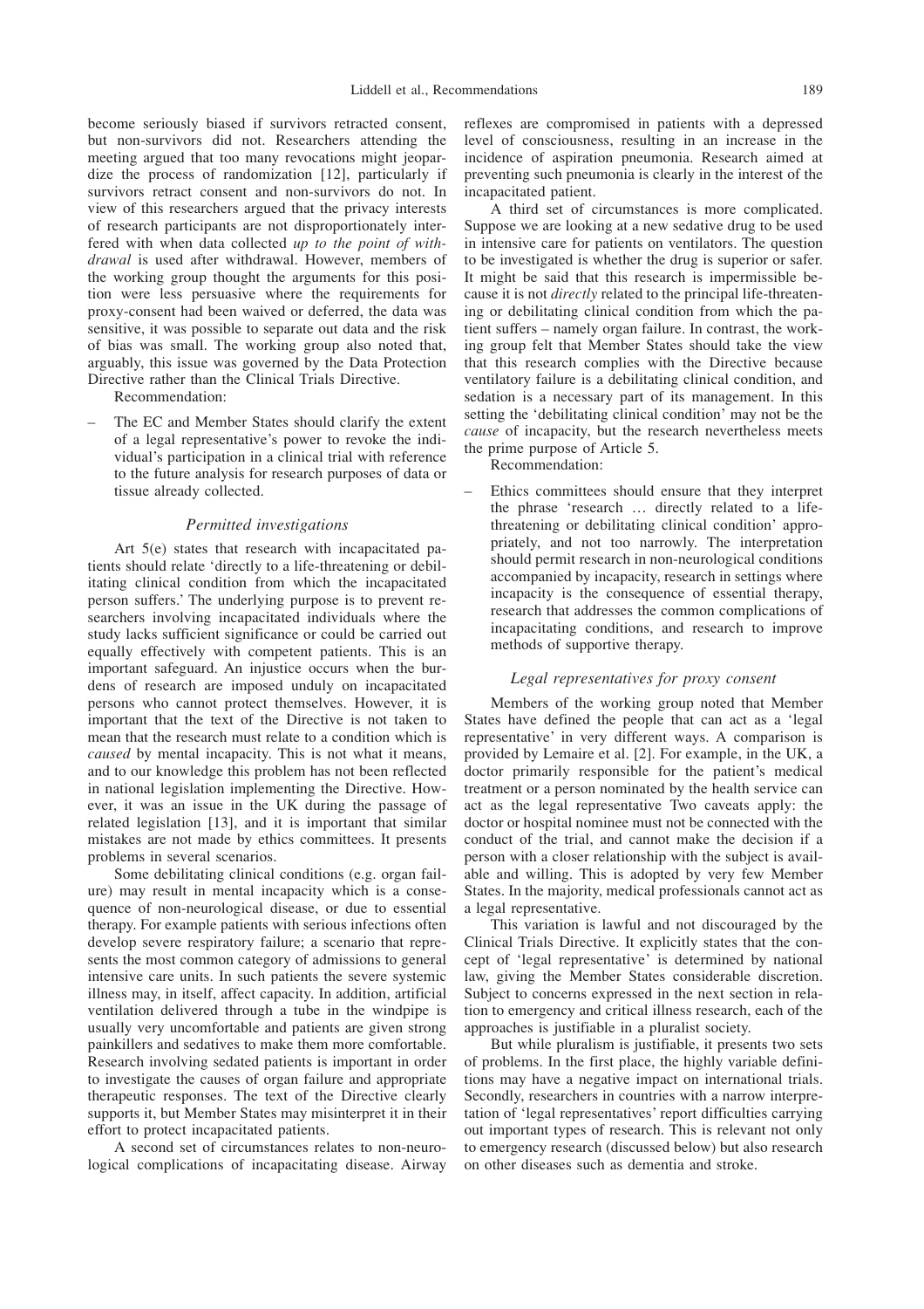become seriously biased if survivors retracted consent, but non-survivors did not. Researchers attending the meeting argued that too many revocations might jeopardize the process of randomization [12], particularly if survivors retract consent and non-survivors do not. In view of this researchers argued that the privacy interests of research participants are not disproportionately interfered with when data collected *up to the point of withdrawal* is used after withdrawal. However, members of the working group thought the arguments for this position were less persuasive where the requirements for proxy-consent had been waived or deferred, the data was sensitive, it was possible to separate out data and the risk of bias was small. The working group also noted that, arguably, this issue was governed by the Data Protection Directive rather than the Clinical Trials Directive.

Recommendation:

– The EC and Member States should clarify the extent of a legal representative's power to revoke the individual's participation in a clinical trial with reference to the future analysis for research purposes of data or tissue already collected.

### *Permitted investigations*

Art 5(e) states that research with incapacitated patients should relate 'directly to a life-threatening or debilitating clinical condition from which the incapacitated person suffers.' The underlying purpose is to prevent researchers involving incapacitated individuals where the study lacks sufficient significance or could be carried out equally effectively with competent patients. This is an important safeguard. An injustice occurs when the burdens of research are imposed unduly on incapacitated persons who cannot protect themselves. However, it is important that the text of the Directive is not taken to mean that the research must relate to a condition which is *caused* by mental incapacity. This is not what it means, and to our knowledge this problem has not been reflected in national legislation implementing the Directive. However, it was an issue in the UK during the passage of related legislation [13], and it is important that similar mistakes are not made by ethics committees. It presents problems in several scenarios.

Some debilitating clinical conditions (e.g. organ failure) may result in mental incapacity which is a consequence of non-neurological disease, or due to essential therapy. For example patients with serious infections often develop severe respiratory failure; a scenario that represents the most common category of admissions to general intensive care units. In such patients the severe systemic illness may, in itself, affect capacity. In addition, artificial ventilation delivered through a tube in the windpipe is usually very uncomfortable and patients are given strong painkillers and sedatives to make them more comfortable. Research involving sedated patients is important in order to investigate the causes of organ failure and appropriate therapeutic responses. The text of the Directive clearly supports it, but Member States may misinterpret it in their effort to protect incapacitated patients.

A second set of circumstances relates to non-neurological complications of incapacitating disease. Airway reflexes are compromised in patients with a depressed level of consciousness, resulting in an increase in the incidence of aspiration pneumonia. Research aimed at preventing such pneumonia is clearly in the interest of the incapacitated patient.

A third set of circumstances is more complicated. Suppose we are looking at a new sedative drug to be used in intensive care for patients on ventilators. The question to be investigated is whether the drug is superior or safer. It might be said that this research is impermissible because it is not *directly* related to the principal life-threatening or debilitating clinical condition from which the patient suffers – namely organ failure. In contrast, the working group felt that Member States should take the view that this research complies with the Directive because ventilatory failure is a debilitating clinical condition, and sedation is a necessary part of its management. In this setting the 'debilitating clinical condition' may not be the *cause* of incapacity, but the research nevertheless meets the prime purpose of Article 5.

Recommendation:

– Ethics committees should ensure that they interpret the phrase 'research … directly related to a life-threatening or debilitating clinical condition' appropriately, and not too narrowly. The interpretation should permit research in non-neurological conditions accompanied by incapacity, research in settings where incapacity is the consequence of essential therapy, research that addresses the common complications of incapacitating conditions, and research to improve methods of supportive therapy.

### *Legal representatives for proxy consent*

Members of the working group noted that Member States have defined the people that can act as a 'legal representative' in very different ways. A comparison is provided by Lemaire et al. [2]. For example, in the UK, a doctor primarily responsible for the patient's medical treatment or a person nominated by the health service can act as the legal representative Two caveats apply: the doctor or hospital nominee must not be connected with the conduct of the trial, and cannot make the decision if a person with a closer relationship with the subject is available and willing. This is adopted by very few Member States. In the majority, medical professionals cannot act as a legal representative.

This variation is lawful and not discouraged by the Clinical Trials Directive. It explicitly states that the concept of 'legal representative' is determined by national law, giving the Member States considerable discretion. Subject to concerns expressed in the next section in relation to emergency and critical illness research, each of the approaches is justifiable in a pluralist society.

But while pluralism is justifiable, it presents two sets of problems. In the first place, the highly variable definitions may have a negative impact on international trials. Secondly, researchers in countries with a narrow interpretation of 'legal representatives' report difficulties carrying out important types of research. This is relevant not only to emergency research (discussed below) but also research on other diseases such as dementia and stroke.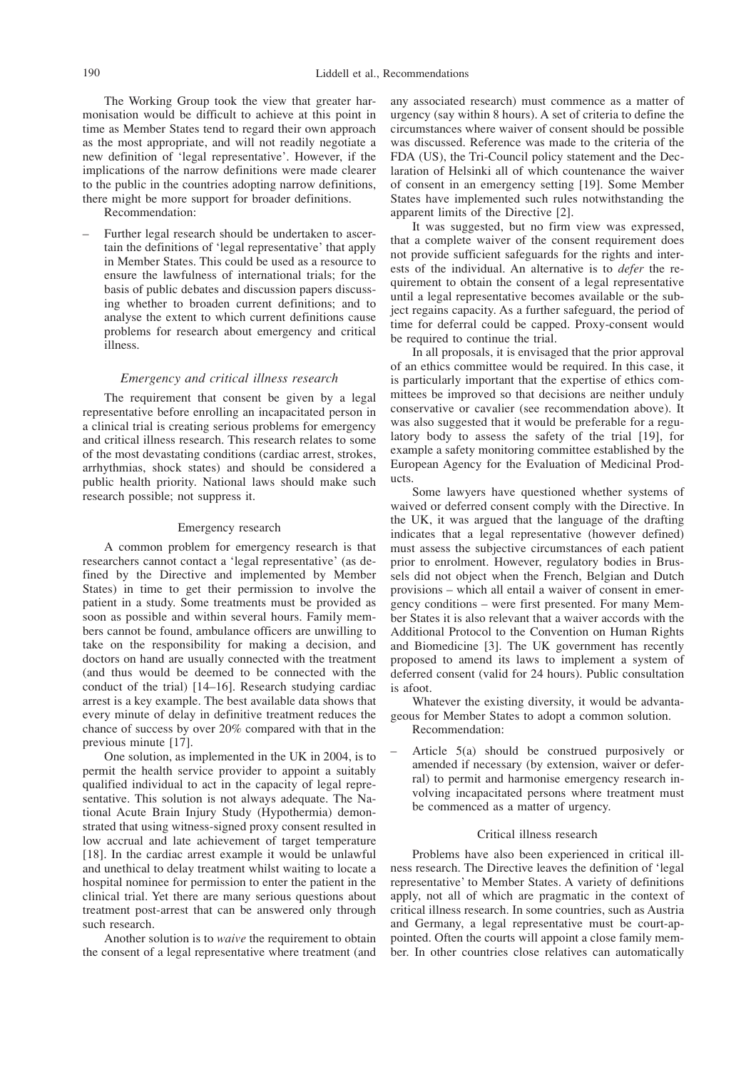The Working Group took the view that greater harmonisation would be difficult to achieve at this point in time as Member States tend to regard their own approach as the most appropriate, and will not readily negotiate a new definition of 'legal representative'. However, if the implications of the narrow definitions were made clearer to the public in the countries adopting narrow definitions, there might be more support for broader definitions.

Recommendation:

– Further legal research should be undertaken to ascertain the definitions of 'legal representative' that apply in Member States. This could be used as a resource to ensure the lawfulness of international trials; for the basis of public debates and discussion papers discussing whether to broaden current definitions; and to analyse the extent to which current definitions cause problems for research about emergency and critical illness.

### *Emergency and critical illness research*

The requirement that consent be given by a legal representative before enrolling an incapacitated person in a clinical trial is creating serious problems for emergency and critical illness research. This research relates to some of the most devastating conditions (cardiac arrest, strokes, arrhythmias, shock states) and should be considered a public health priority. National laws should make such research possible; not suppress it.

#### Emergency research

A common problem for emergency research is that researchers cannot contact a 'legal representative' (as defined by the Directive and implemented by Member States) in time to get their permission to involve the patient in a study. Some treatments must be provided as soon as possible and within several hours. Family members cannot be found, ambulance officers are unwilling to take on the responsibility for making a decision, and doctors on hand are usually connected with the treatment (and thus would be deemed to be connected with the conduct of the trial) [14–16]. Research studying cardiac arrest is a key example. The best available data shows that every minute of delay in definitive treatment reduces the chance of success by over 20% compared with that in the previous minute [17].

One solution, as implemented in the UK in 2004, is to permit the health service provider to appoint a suitably qualified individual to act in the capacity of legal representative. This solution is not always adequate. The National Acute Brain Injury Study (Hypothermia) demonstrated that using witness-signed proxy consent resulted in low accrual and late achievement of target temperature [18]. In the cardiac arrest example it would be unlawful and unethical to delay treatment whilst waiting to locate a hospital nominee for permission to enter the patient in the clinical trial. Yet there are many serious questions about treatment post-arrest that can be answered only through such research.

Another solution is to *waive* the requirement to obtain the consent of a legal representative where treatment (and any associated research) must commence as a matter of urgency (say within 8 hours). A set of criteria to define the circumstances where waiver of consent should be possible was discussed. Reference was made to the criteria of the FDA (US), the Tri-Council policy statement and the Declaration of Helsinki all of which countenance the waiver of consent in an emergency setting [19]. Some Member States have implemented such rules notwithstanding the apparent limits of the Directive [2].

It was suggested, but no firm view was expressed, that a complete waiver of the consent requirement does not provide sufficient safeguards for the rights and interests of the individual. An alternative is to *defer* the requirement to obtain the consent of a legal representative until a legal representative becomes available or the subject regains capacity. As a further safeguard, the period of time for deferral could be capped. Proxy-consent would be required to continue the trial.

In all proposals, it is envisaged that the prior approval of an ethics committee would be required. In this case, it is particularly important that the expertise of ethics committees be improved so that decisions are neither unduly conservative or cavalier (see recommendation above). It was also suggested that it would be preferable for a regulatory body to assess the safety of the trial [19], for example a safety monitoring committee established by the European Agency for the Evaluation of Medicinal Products.

Some lawyers have questioned whether systems of waived or deferred consent comply with the Directive. In the UK, it was argued that the language of the drafting indicates that a legal representative (however defined) must assess the subjective circumstances of each patient prior to enrolment. However, regulatory bodies in Brussels did not object when the French, Belgian and Dutch provisions – which all entail a waiver of consent in emergency conditions – were first presented. For many Member States it is also relevant that a waiver accords with the Additional Protocol to the Convention on Human Rights and Biomedicine [3]. The UK government has recently proposed to amend its laws to implement a system of deferred consent (valid for 24 hours). Public consultation is afoot.

Whatever the existing diversity, it would be advantageous for Member States to adopt a common solution.

Recommendation:

– Article 5(a) should be construed purposively or amended if necessary (by extension, waiver or deferral) to permit and harmonise emergency research involving incapacitated persons where treatment must be commenced as a matter of urgency.

#### Critical illness research

Problems have also been experienced in critical illness research. The Directive leaves the definition of 'legal representative' to Member States. A variety of definitions apply, not all of which are pragmatic in the context of critical illness research. In some countries, such as Austria and Germany, a legal representative must be court-appointed. Often the courts will appoint a close family member. In other countries close relatives can automatically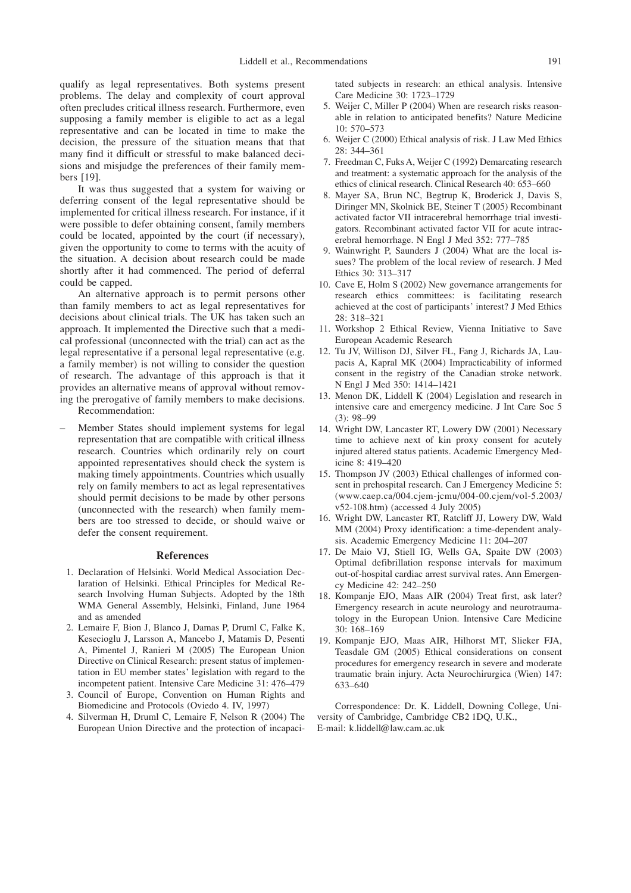qualify as legal representatives. Both systems present problems. The delay and complexity of court approval often precludes critical illness research. Furthermore, even supposing a family member is eligible to act as a legal representative and can be located in time to make the decision, the pressure of the situation means that that many find it difficult or stressful to make balanced decisions and misjudge the preferences of their family members [19].

It was thus suggested that a system for waiving or deferring consent of the legal representative should be implemented for critical illness research. For instance, if it were possible to defer obtaining consent, family members could be located, appointed by the court (if necessary), given the opportunity to come to terms with the acuity of the situation. A decision about research could be made shortly after it had commenced. The period of deferral could be capped.

An alternative approach is to permit persons other than family members to act as legal representatives for decisions about clinical trials. The UK has taken such an approach. It implemented the Directive such that a medical professional (unconnected with the trial) can act as the legal representative if a personal legal representative (e.g. a family member) is not willing to consider the question of research. The advantage of this approach is that it provides an alternative means of approval without removing the prerogative of family members to make decisions.

Recommendation:

– Member States should implement systems for legal representation that are compatible with critical illness research. Countries which ordinarily rely on court appointed representatives should check the system is making timely appointments. Countries which usually rely on family members to act as legal representatives should permit decisions to be made by other persons (unconnected with the research) when family members are too stressed to decide, or should waive or defer the consent requirement.

## References

1. Declaration of Helsinki. World Medical Association Declaration of Helsinki. Ethical Principles for Medical Research Involving Human Subjects. Adopted by the 18th WMA General Assembly, Helsinki, Finland, June 1964 and as amended
2. Lemaire F, Bion J, Blanco J, Damas P, Druml C, Falke K, Kesecioglu J, Larsson A, Mancebo J, Matamis D, Pesenti A, Pimentel J, Ranieri M (2005) The European Union Directive on Clinical Research: present status of implementation in EU member states' legislation with regard to the incompetent patient. Intensive Care Medicine 31: 476–479
3. Council of Europe, Convention on Human Rights and Biomedicine and Protocols (Oviedo 4. IV, 1997)
4. Silverman H, Druml C, Lemaire F, Nelson R (2004) The European Union Directive and the protection of incapacitated subjects in research: an ethical analysis. Intensive Care Medicine 30: 1723–1729
5. Weijer C, Miller P (2004) When are research risks reasonable in relation to anticipated benefits? Nature Medicine 10: 570–573
6. Weijer C (2000) Ethical analysis of risk. J Law Med Ethics 28: 344–361
7. Freedman C, Fuks A, Weijer C (1992) Demarcating research and treatment: a systematic approach for the analysis of the ethics of clinical research. Clinical Research 40: 653–660
8. Mayer SA, Brun NC, Begtrup K, Broderick J, Davis S, Diringer MN, Skolnick BE, Steiner T (2005) Recombinant activated factor VII intracerebral hemorrhage trial investigators. Recombinant activated factor VII for acute intracerebral hemorrhage. N Engl J Med 352: 777–785
9. Wainwright P, Saunders J (2004) What are the local issues? The problem of the local review of research. J Med Ethics 30: 313–317
10. Cave E, Holm S (2002) New governance arrangements for research ethics committees: is facilitating research achieved at the cost of participants' interest? J Med Ethics 28: 318–321
11. Workshop 2 Ethical Review, Vienna Initiative to Save European Academic Research
12. Tu JV, Willison DJ, Silver FL, Fang J, Richards JA, Laupacis A, Kapral MK (2004) Impracticability of informed consent in the registry of the Canadian stroke network. N Engl J Med 350: 1414–1421
13. Menon DK, Liddell K (2004) Legislation and research in intensive care and emergency medicine. J Int Care Soc 5 (3): 98–99
14. Wright DW, Lancaster RT, Lowery DW (2001) Necessary time to achieve next of kin proxy consent for acutely injured altered status patients. Academic Emergency Medicine 8: 419–420
15. Thompson JV (2003) Ethical challenges of informed consent in prehospital research. Can J Emergency Medicine 5: (www.caep.ca/004.cjem-jcmu/004-00.cjem/vol-5.2003/v52-108.htm) (accessed 4 July 2005)
16. Wright DW, Lancaster RT, Ratcliff JJ, Lowery DW, Wald MM (2004) Proxy identification: a time-dependent analysis. Academic Emergency Medicine 11: 204–207
17. De Maio VJ, Stiell IG, Wells GA, Spaite DW (2003) Optimal defibrillation response intervals for maximum out-of-hospital cardiac arrest survival rates. Ann Emergency Medicine 42: 242–250
18. Kompanje EJO, Maas AIR (2004) Treat first, ask later? Emergency research in acute neurology and neurotraumatology in the European Union. Intensive Care Medicine 30: 168–169
19. Kompanje EJO, Maas AIR, Hilhorst MT, Slieker FJA, Teasdale GM (2005) Ethical considerations on consent procedures for emergency research in severe and moderate traumatic brain injury. Acta Neurochirurgica (Wien) 147: 633–640

Correspondence: Dr. K. Liddell, Downing College, University of Cambridge, Cambridge CB2 1DQ, U.K., E-mail: k.liddell@law.cam.ac.uk